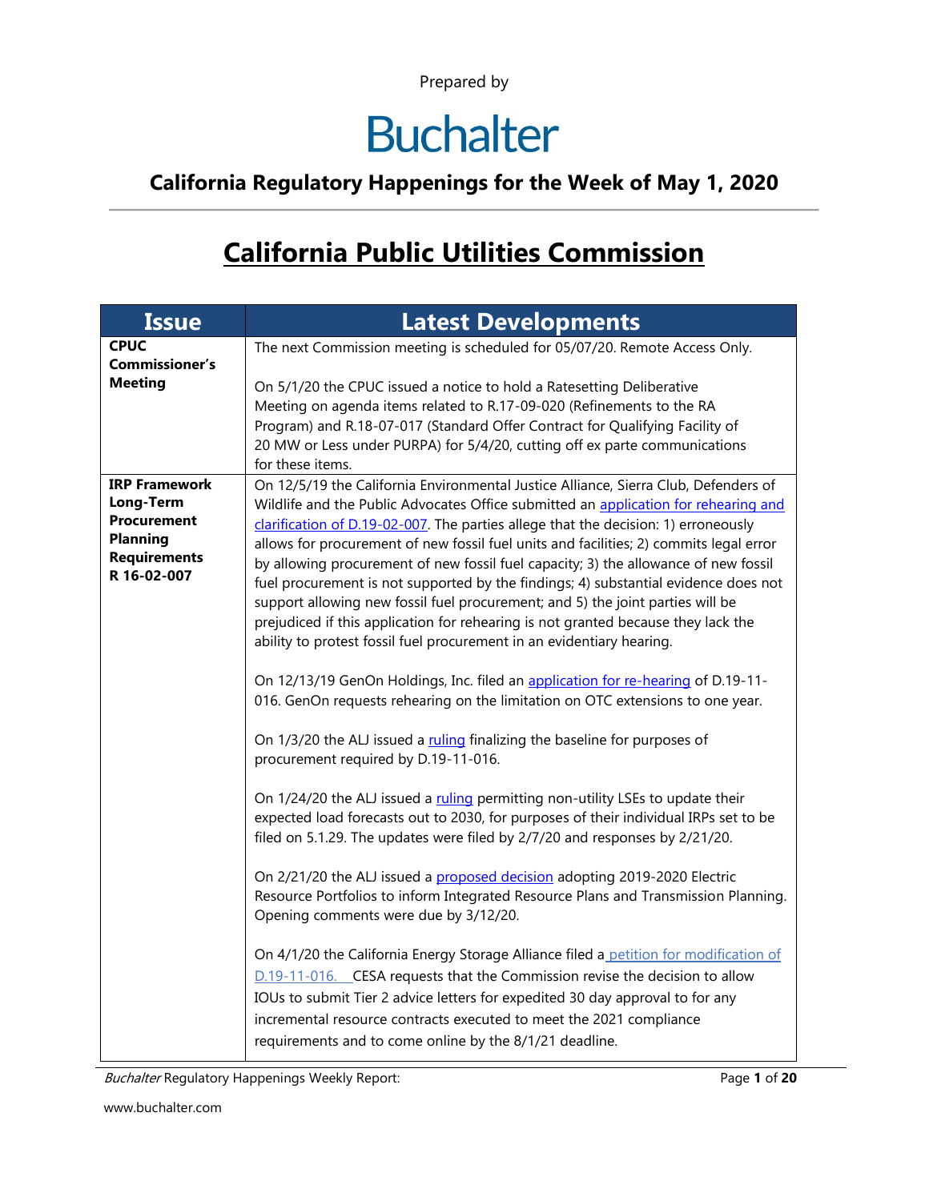Prepared by

# Buchalter

## California Regulatory Happenings for the Week of May 1, 2020

# California Public Utilities Commission

| Issue | Latest Developments |
|---|---|
| **CPUC Commissioner's Meeting** | The next Commission meeting is scheduled for 05/07/20. Remote Access Only.<br><br>On 5/1/20 the CPUC issued a notice to hold a Ratesetting Deliberative Meeting on agenda items related to R.17-09-020 (Refinements to the RA Program) and R.18-07-017 (Standard Offer Contract for Qualifying Facility of 20 MW or Less under PURPA) for 5/4/20, cutting off ex parte communications for these items. |
| **IRP Framework Long-Term Procurement Planning Requirements R 16-02-007** | On 12/5/19 the California Environmental Justice Alliance, Sierra Club, Defenders of Wildlife and the Public Advocates Office submitted an application for rehearing and clarification of D.19-02-007. The parties allege that the decision: 1) erroneously allows for procurement of new fossil fuel units and facilities; 2) commits legal error by allowing procurement of new fossil fuel capacity; 3) the allowance of new fossil fuel procurement is not supported by the findings; 4) substantial evidence does not support allowing new fossil fuel procurement; and 5) the joint parties will be prejudiced if this application for rehearing is not granted because they lack the ability to protest fossil fuel procurement in an evidentiary hearing.<br><br>On 12/13/19 GenOn Holdings, Inc. filed an application for re-hearing of D.19-11-016. GenOn requests rehearing on the limitation on OTC extensions to one year.<br><br>On 1/3/20 the ALJ issued a ruling finalizing the baseline for purposes of procurement required by D.19-11-016.<br><br>On 1/24/20 the ALJ issued a ruling permitting non-utility LSEs to update their expected load forecasts out to 2030, for purposes of their individual IRPs set to be filed on 5.1.29. The updates were filed by 2/7/20 and responses by 2/21/20.<br><br>On 2/21/20 the ALJ issued a proposed decision adopting 2019-2020 Electric Resource Portfolios to inform Integrated Resource Plans and Transmission Planning. Opening comments were due by 3/12/20.<br><br>On 4/1/20 the California Energy Storage Alliance filed a petition for modification of D.19-11-016. CESA requests that the Commission revise the decision to allow IOUs to submit Tier 2 advice letters for expedited 30 day approval to for any incremental resource contracts executed to meet the 2021 compliance requirements and to come online by the 8/1/21 deadline. |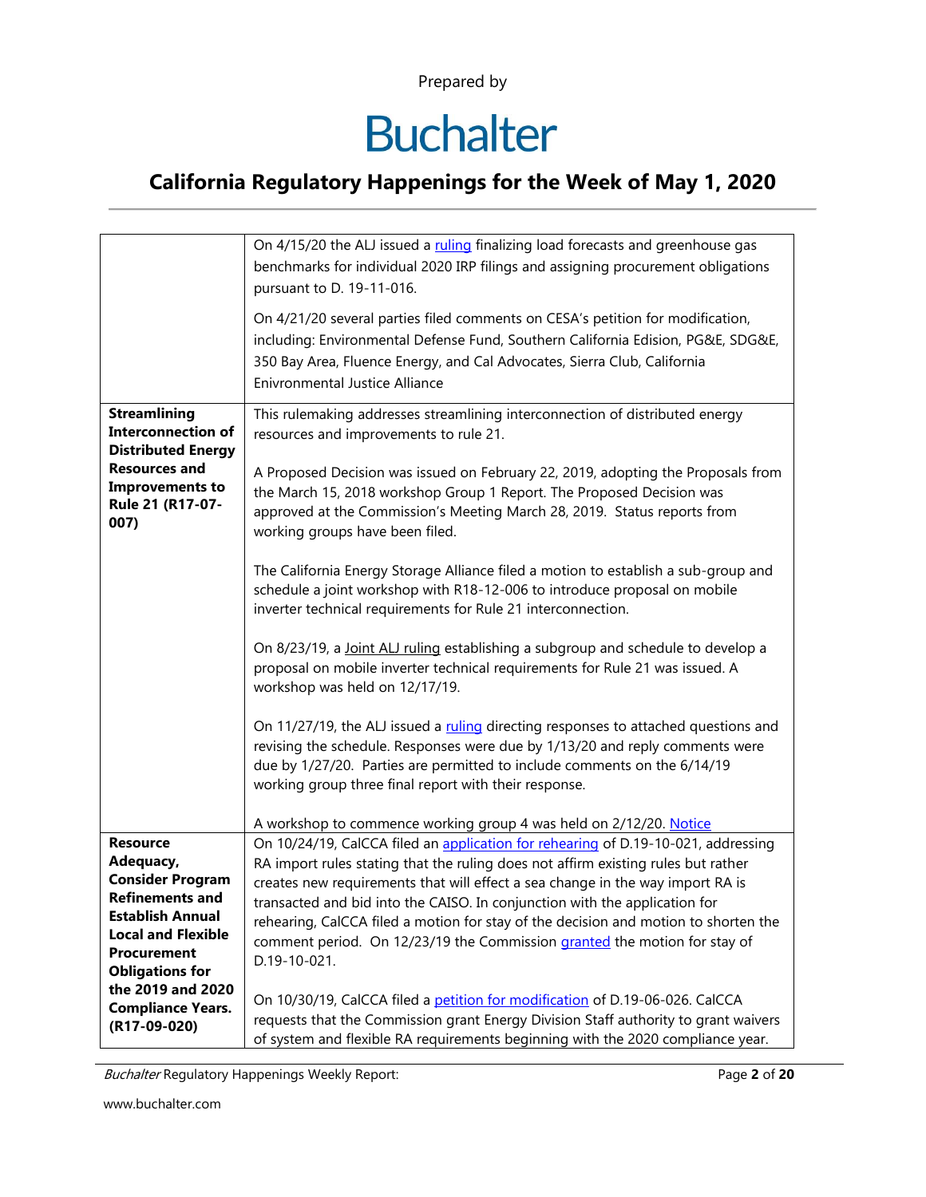| | |
|---|---|
| | On 4/15/20 the ALJ issued a ruling finalizing load forecasts and greenhouse gas benchmarks for individual 2020 IRP filings and assigning procurement obligations pursuant to D. 19-11-016.<br><br>On 4/21/20 several parties filed comments on CESA's petition for modification, including: Environmental Defense Fund, Southern California Edision, PG&E, SDG&E, 350 Bay Area, Fluence Energy, and Cal Advocates, Sierra Club, California Enivronmental Justice Alliance |
| **Streamlining Interconnection of Distributed Energy Resources and Improvements to Rule 21 (R17-07-007)** | This rulemaking addresses streamlining interconnection of distributed energy resources and improvements to rule 21.<br><br>A Proposed Decision was issued on February 22, 2019, adopting the Proposals from the March 15, 2018 workshop Group 1 Report. The Proposed Decision was approved at the Commission's Meeting March 28, 2019. Status reports from working groups have been filed.<br><br>The California Energy Storage Alliance filed a motion to establish a sub-group and schedule a joint workshop with R18-12-006 to introduce proposal on mobile inverter technical requirements for Rule 21 interconnection.<br><br>On 8/23/19, a Joint ALJ ruling establishing a subgroup and schedule to develop a proposal on mobile inverter technical requirements for Rule 21 was issued. A workshop was held on 12/17/19.<br><br>On 11/27/19, the ALJ issued a ruling directing responses to attached questions and revising the schedule. Responses were due by 1/13/20 and reply comments were due by 1/27/20. Parties are permitted to include comments on the 6/14/19 working group three final report with their response.<br><br>A workshop to commence working group 4 was held on 2/12/20. Notice |
| **Resource Adequacy, Consider Program Refinements and Establish Annual Local and Flexible Procurement Obligations for the 2019 and 2020 Compliance Years. (R17-09-020)** | On 10/24/19, CalCCA filed an application for rehearing of D.19-10-021, addressing RA import rules stating that the ruling does not affirm existing rules but rather creates new requirements that will effect a sea change in the way import RA is transacted and bid into the CAISO. In conjunction with the application for rehearing, CalCCA filed a motion for stay of the decision and motion to shorten the comment period. On 12/23/19 the Commission granted the motion for stay of D.19-10-021.<br><br>On 10/30/19, CalCCA filed a petition for modification of D.19-06-026. CalCCA requests that the Commission grant Energy Division Staff authority to grant waivers of system and flexible RA requirements beginning with the 2020 compliance year. |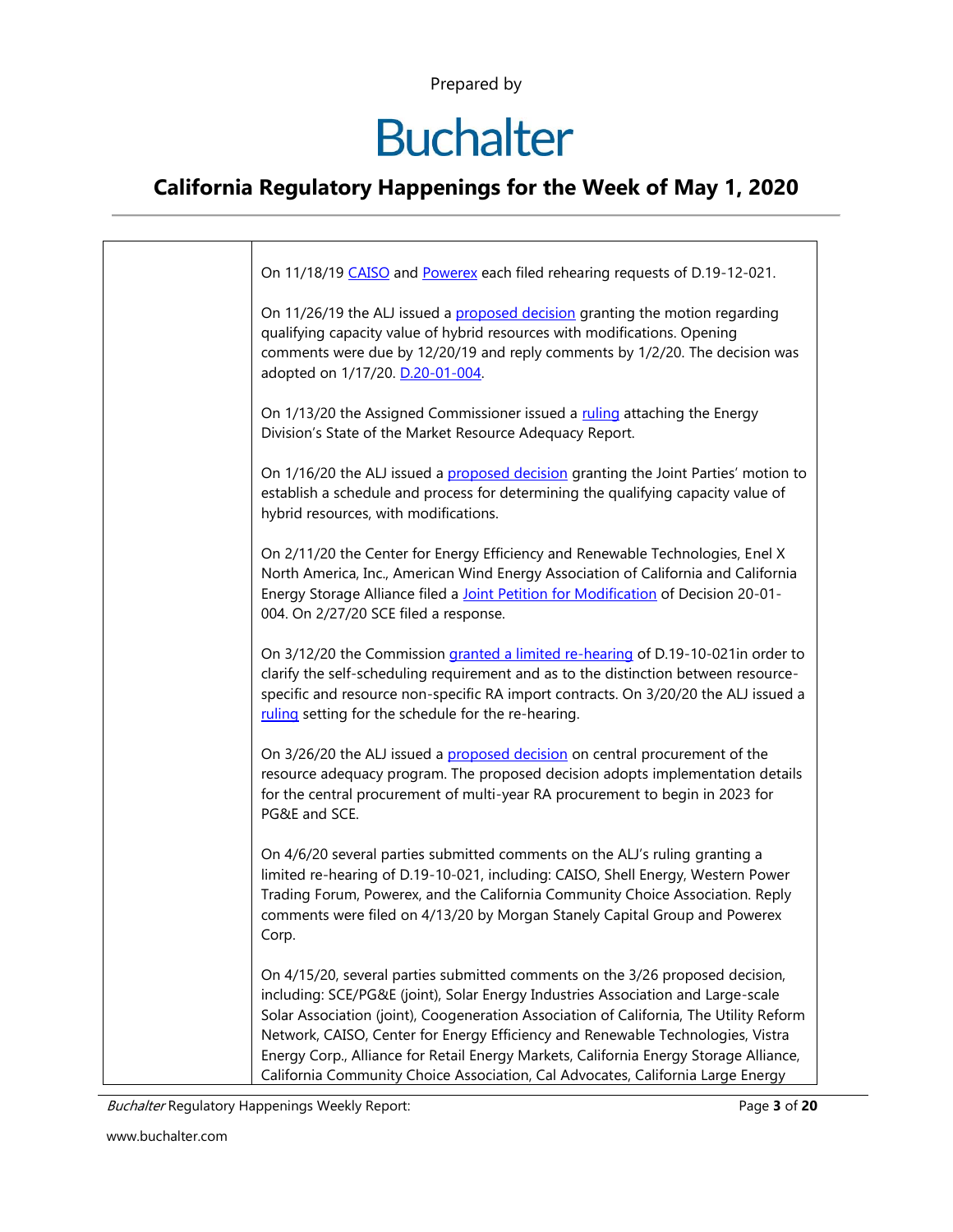Prepared by

# Buchalter

## California Regulatory Happenings for the Week of May 1, 2020

| | |
|---|---|
| | On 11/18/19 CAISO and Powerex each filed rehearing requests of D.19-12-021.<br><br>On 11/26/19 the ALJ issued a proposed decision granting the motion regarding qualifying capacity value of hybrid resources with modifications. Opening comments were due by 12/20/19 and reply comments by 1/2/20. The decision was adopted on 1/17/20. D.20-01-004.<br><br>On 1/13/20 the Assigned Commissioner issued a ruling attaching the Energy Division's State of the Market Resource Adequacy Report.<br><br>On 1/16/20 the ALJ issued a proposed decision granting the Joint Parties' motion to establish a schedule and process for determining the qualifying capacity value of hybrid resources, with modifications.<br><br>On 2/11/20 the Center for Energy Efficiency and Renewable Technologies, Enel X North America, Inc., American Wind Energy Association of California and California Energy Storage Alliance filed a Joint Petition for Modification of Decision 20-01-004. On 2/27/20 SCE filed a response.<br><br>On 3/12/20 the Commission granted a limited re-hearing of D.19-10-021in order to clarify the self-scheduling requirement and as to the distinction between resource-specific and resource non-specific RA import contracts. On 3/20/20 the ALJ issued a ruling setting for the schedule for the re-hearing.<br><br>On 3/26/20 the ALJ issued a proposed decision on central procurement of the resource adequacy program. The proposed decision adopts implementation details for the central procurement of multi-year RA procurement to begin in 2023 for PG&E and SCE.<br><br>On 4/6/20 several parties submitted comments on the ALJ's ruling granting a limited re-hearing of D.19-10-021, including: CAISO, Shell Energy, Western Power Trading Forum, Powerex, and the California Community Choice Association. Reply comments were filed on 4/13/20 by Morgan Stanely Capital Group and Powerex Corp.<br><br>On 4/15/20, several parties submitted comments on the 3/26 proposed decision, including: SCE/PG&E (joint), Solar Energy Industries Association and Large-scale Solar Association (joint), Coogeneration Association of California, The Utility Reform Network, CAISO, Center for Energy Efficiency and Renewable Technologies, Vistra Energy Corp., Alliance for Retail Energy Markets, California Energy Storage Alliance, California Community Choice Association, Cal Advocates, California Large Energy |

*Buchalter* Regulatory Happenings Weekly Report:

www.buchalter.com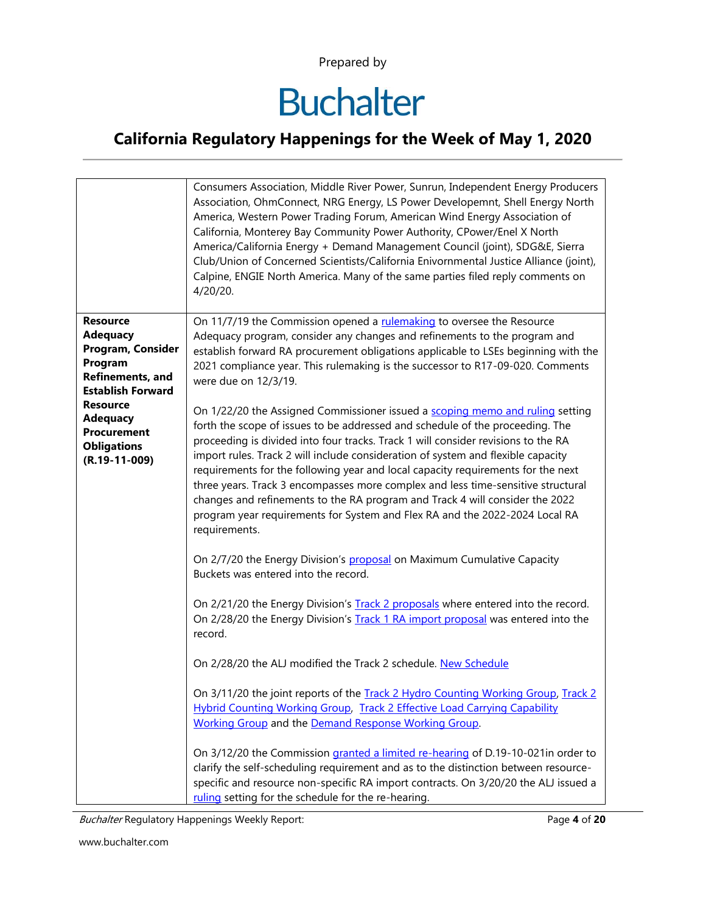| | |
|---|---|
| | Consumers Association, Middle River Power, Sunrun, Independent Energy Producers Association, OhmConnect, NRG Energy, LS Power Developemnt, Shell Energy North America, Western Power Trading Forum, American Wind Energy Association of California, Monterey Bay Community Power Authority, CPower/Enel X North America/California Energy + Demand Management Council (joint), SDG&E, Sierra Club/Union of Concerned Scientists/California Enivornmental Justice Alliance (joint), Calpine, ENGIE North America. Many of the same parties filed reply comments on 4/20/20. |
| **Resource Adequacy Program, Consider Program Refinements, and Establish Forward Resource Adequacy Procurement Obligations (R.19-11-009)** | On 11/7/19 the Commission opened a rulemaking to oversee the Resource Adequacy program, consider any changes and refinements to the program and establish forward RA procurement obligations applicable to LSEs beginning with the 2021 compliance year. This rulemaking is the successor to R17-09-020. Comments were due on 12/3/19.<br><br>On 1/22/20 the Assigned Commissioner issued a scoping memo and ruling setting forth the scope of issues to be addressed and schedule of the proceeding. The proceeding is divided into four tracks. Track 1 will consider revisions to the RA import rules. Track 2 will include consideration of system and flexible capacity requirements for the following year and local capacity requirements for the next three years. Track 3 encompasses more complex and less time-sensitive structural changes and refinements to the RA program and Track 4 will consider the 2022 program year requirements for System and Flex RA and the 2022-2024 Local RA requirements.<br><br>On 2/7/20 the Energy Division's proposal on Maximum Cumulative Capacity Buckets was entered into the record.<br><br>On 2/21/20 the Energy Division's Track 2 proposals where entered into the record. On 2/28/20 the Energy Division's Track 1 RA import proposal was entered into the record.<br><br>On 2/28/20 the ALJ modified the Track 2 schedule. New Schedule<br><br>On 3/11/20 the joint reports of the Track 2 Hydro Counting Working Group, Track 2 Hybrid Counting Working Group, Track 2 Effective Load Carrying Capability Working Group and the Demand Response Working Group.<br><br>On 3/12/20 the Commission granted a limited re-hearing of D.19-10-021in order to clarify the self-scheduling requirement and as to the distinction between resource-specific and resource non-specific RA import contracts. On 3/20/20 the ALJ issued a ruling setting for the schedule for the re-hearing. |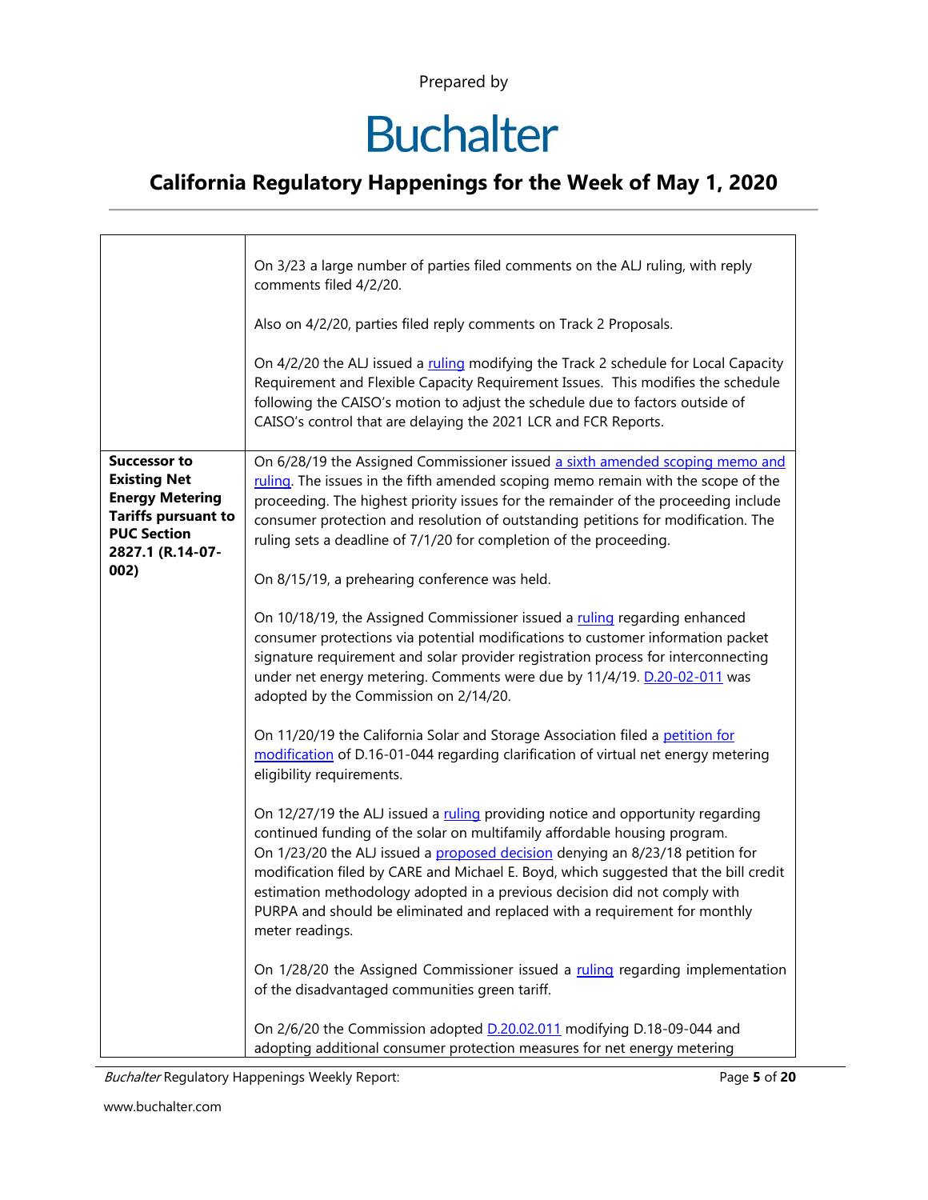| | |
|---|---|
| | On 3/23 a large number of parties filed comments on the ALJ ruling, with reply comments filed 4/2/20.<br><br>Also on 4/2/20, parties filed reply comments on Track 2 Proposals.<br><br>On 4/2/20 the ALJ issued a ruling modifying the Track 2 schedule for Local Capacity Requirement and Flexible Capacity Requirement Issues. This modifies the schedule following the CAISO's motion to adjust the schedule due to factors outside of CAISO's control that are delaying the 2021 LCR and FCR Reports. |
| **Successor to Existing Net Energy Metering Tariffs pursuant to PUC Section 2827.1 (R.14-07-002)** | On 6/28/19 the Assigned Commissioner issued a sixth amended scoping memo and ruling. The issues in the fifth amended scoping memo remain with the scope of the proceeding. The highest priority issues for the remainder of the proceeding include consumer protection and resolution of outstanding petitions for modification. The ruling sets a deadline of 7/1/20 for completion of the proceeding.<br><br>On 8/15/19, a prehearing conference was held.<br><br>On 10/18/19, the Assigned Commissioner issued a ruling regarding enhanced consumer protections via potential modifications to customer information packet signature requirement and solar provider registration process for interconnecting under net energy metering. Comments were due by 11/4/19. D.20-02-011 was adopted by the Commission on 2/14/20.<br><br>On 11/20/19 the California Solar and Storage Association filed a petition for modification of D.16-01-044 regarding clarification of virtual net energy metering eligibility requirements.<br><br>On 12/27/19 the ALJ issued a ruling providing notice and opportunity regarding continued funding of the solar on multifamily affordable housing program.<br>On 1/23/20 the ALJ issued a proposed decision denying an 8/23/18 petition for modification filed by CARE and Michael E. Boyd, which suggested that the bill credit estimation methodology adopted in a previous decision did not comply with PURPA and should be eliminated and replaced with a requirement for monthly meter readings.<br><br>On 1/28/20 the Assigned Commissioner issued a ruling regarding implementation of the disadvantaged communities green tariff.<br><br>On 2/6/20 the Commission adopted D.20.02.011 modifying D.18-09-044 and adopting additional consumer protection measures for net energy metering |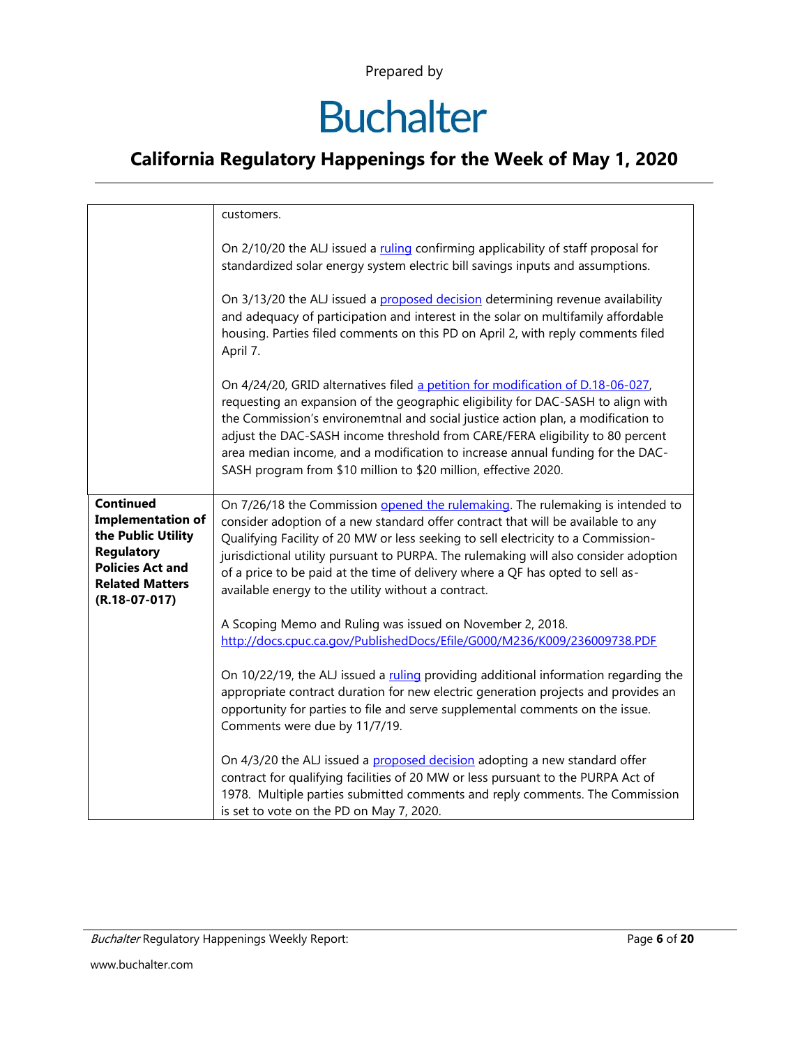| | |
|---|---|
| | customers.<br><br>On 2/10/20 the ALJ issued a ruling confirming applicability of staff proposal for standardized solar energy system electric bill savings inputs and assumptions.<br><br>On 3/13/20 the ALJ issued a proposed decision determining revenue availability and adequacy of participation and interest in the solar on multifamily affordable housing. Parties filed comments on this PD on April 2, with reply comments filed April 7.<br><br>On 4/24/20, GRID alternatives filed a petition for modification of D.18-06-027, requesting an expansion of the geographic eligibility for DAC-SASH to align with the Commission's environemtnal and social justice action plan, a modification to adjust the DAC-SASH income threshold from CARE/FERA eligibility to 80 percent area median income, and a modification to increase annual funding for the DAC-SASH program from $10 million to $20 million, effective 2020. |
| **Continued Implementation of the Public Utility Regulatory Policies Act and Related Matters (R.18-07-017)** | On 7/26/18 the Commission opened the rulemaking. The rulemaking is intended to consider adoption of a new standard offer contract that will be available to any Qualifying Facility of 20 MW or less seeking to sell electricity to a Commission-jurisdictional utility pursuant to PURPA. The rulemaking will also consider adoption of a price to be paid at the time of delivery where a QF has opted to sell as-available energy to the utility without a contract.<br><br>A Scoping Memo and Ruling was issued on November 2, 2018. http://docs.cpuc.ca.gov/PublishedDocs/Efile/G000/M236/K009/236009738.PDF<br><br>On 10/22/19, the ALJ issued a ruling providing additional information regarding the appropriate contract duration for new electric generation projects and provides an opportunity for parties to file and serve supplemental comments on the issue. Comments were due by 11/7/19.<br><br>On 4/3/20 the ALJ issued a proposed decision adopting a new standard offer contract for qualifying facilities of 20 MW or less pursuant to the PURPA Act of 1978. Multiple parties submitted comments and reply comments. The Commission is set to vote on the PD on May 7, 2020. |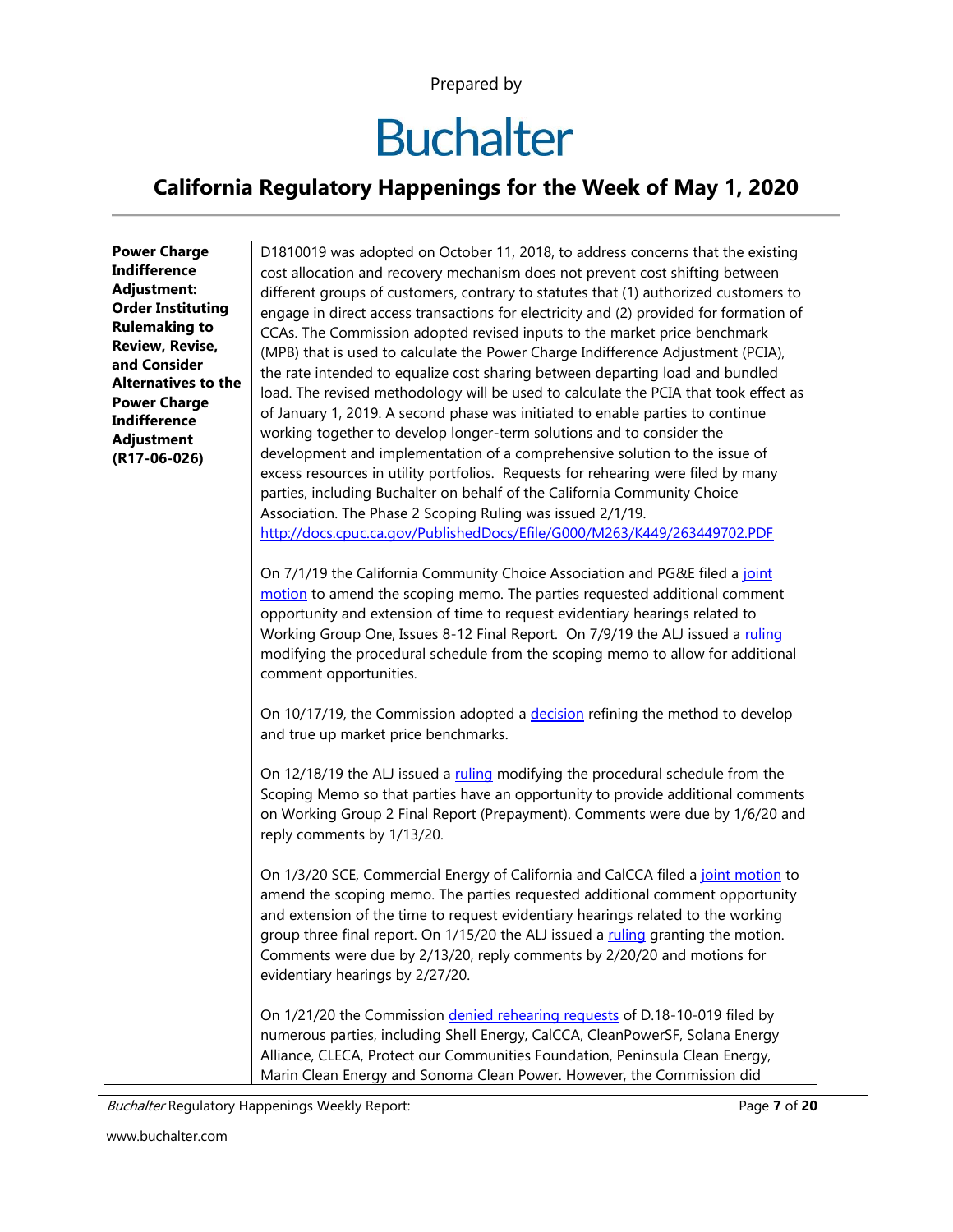| **Power Charge Indifference Adjustment: Order Instituting Rulemaking to Review, Revise, and Consider Alternatives to the Power Charge Indifference Adjustment (R17-06-026)** | D1810019 was adopted on October 11, 2018, to address concerns that the existing cost allocation and recovery mechanism does not prevent cost shifting between different groups of customers, contrary to statutes that (1) authorized customers to engage in direct access transactions for electricity and (2) provided for formation of CCAs. The Commission adopted revised inputs to the market price benchmark (MPB) that is used to calculate the Power Charge Indifference Adjustment (PCIA), the rate intended to equalize cost sharing between departing load and bundled load. The revised methodology will be used to calculate the PCIA that took effect as of January 1, 2019. A second phase was initiated to enable parties to continue working together to develop longer-term solutions and to consider the development and implementation of a comprehensive solution to the issue of excess resources in utility portfolios. Requests for rehearing were filed by many parties, including Buchalter on behalf of the California Community Choice Association. The Phase 2 Scoping Ruling was issued 2/1/19. http://docs.cpuc.ca.gov/PublishedDocs/Efile/G000/M263/K449/263449702.PDF<br><br>On 7/1/19 the California Community Choice Association and PG&E filed a joint motion to amend the scoping memo. The parties requested additional comment opportunity and extension of time to request evidentiary hearings related to Working Group One, Issues 8-12 Final Report. On 7/9/19 the ALJ issued a ruling modifying the procedural schedule from the scoping memo to allow for additional comment opportunities.<br><br>On 10/17/19, the Commission adopted a decision refining the method to develop and true up market price benchmarks.<br><br>On 12/18/19 the ALJ issued a ruling modifying the procedural schedule from the Scoping Memo so that parties have an opportunity to provide additional comments on Working Group 2 Final Report (Prepayment). Comments were due by 1/6/20 and reply comments by 1/13/20.<br><br>On 1/3/20 SCE, Commercial Energy of California and CalCCA filed a joint motion to amend the scoping memo. The parties requested additional comment opportunity and extension of the time to request evidentiary hearings related to the working group three final report. On 1/15/20 the ALJ issued a ruling granting the motion. Comments were due by 2/13/20, reply comments by 2/20/20 and motions for evidentiary hearings by 2/27/20.<br><br>On 1/21/20 the Commission denied rehearing requests of D.18-10-019 filed by numerous parties, including Shell Energy, CalCCA, CleanPowerSF, Solana Energy Alliance, CLECA, Protect our Communities Foundation, Peninsula Clean Energy, Marin Clean Energy and Sonoma Clean Power. However, the Commission did |
|---|---|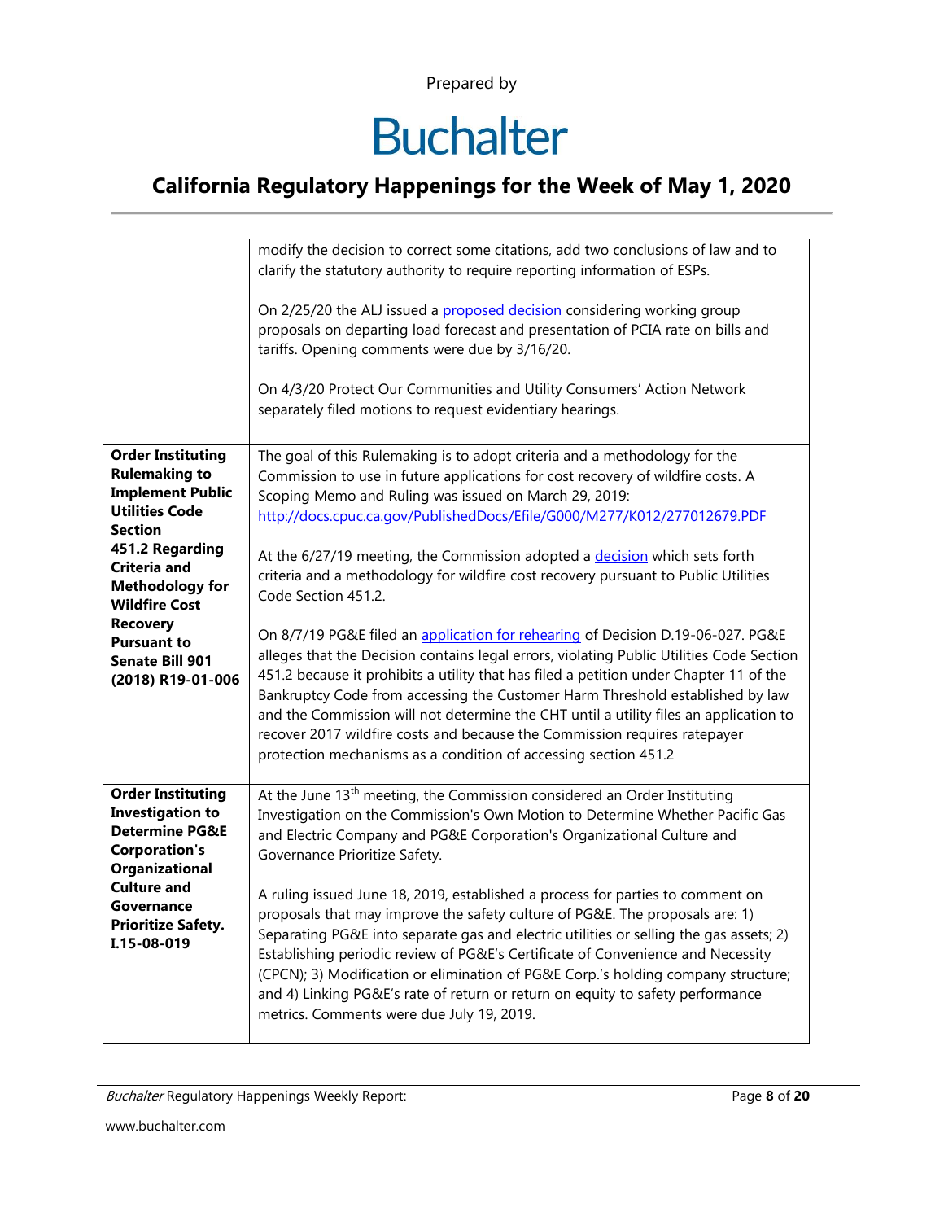| | |
|---|---|
| | modify the decision to correct some citations, add two conclusions of law and to clarify the statutory authority to require reporting information of ESPs.<br><br>On 2/25/20 the ALJ issued a [proposed decision]() considering working group proposals on departing load forecast and presentation of PCIA rate on bills and tariffs. Opening comments were due by 3/16/20.<br><br>On 4/3/20 Protect Our Communities and Utility Consumers' Action Network separately filed motions to request evidentiary hearings. |
| **Order Instituting Rulemaking to Implement Public Utilities Code Section 451.2 Regarding Criteria and Methodology for Wildfire Cost Recovery Pursuant to Senate Bill 901 (2018) R19-01-006** | The goal of this Rulemaking is to adopt criteria and a methodology for the Commission to use in future applications for cost recovery of wildfire costs. A Scoping Memo and Ruling was issued on March 29, 2019: http://docs.cpuc.ca.gov/PublishedDocs/Efile/G000/M277/K012/277012679.PDF<br><br>At the 6/27/19 meeting, the Commission adopted a [decision]() which sets forth criteria and a methodology for wildfire cost recovery pursuant to Public Utilities Code Section 451.2.<br><br>On 8/7/19 PG&E filed an [application for rehearing]() of Decision D.19-06-027. PG&E alleges that the Decision contains legal errors, violating Public Utilities Code Section 451.2 because it prohibits a utility that has filed a petition under Chapter 11 of the Bankruptcy Code from accessing the Customer Harm Threshold established by law and the Commission will not determine the CHT until a utility files an application to recover 2017 wildfire costs and because the Commission requires ratepayer protection mechanisms as a condition of accessing section 451.2 |
| **Order Instituting Investigation to Determine PG&E Corporation's Organizational Culture and Governance Prioritize Safety. I.15-08-019** | At the June 13th meeting, the Commission considered an Order Instituting Investigation on the Commission's Own Motion to Determine Whether Pacific Gas and Electric Company and PG&E Corporation's Organizational Culture and Governance Prioritize Safety.<br><br>A ruling issued June 18, 2019, established a process for parties to comment on proposals that may improve the safety culture of PG&E. The proposals are: 1) Separating PG&E into separate gas and electric utilities or selling the gas assets; 2) Establishing periodic review of PG&E's Certificate of Convenience and Necessity (CPCN); 3) Modification or elimination of PG&E Corp.'s holding company structure; and 4) Linking PG&E's rate of return or return on equity to safety performance metrics. Comments were due July 19, 2019. |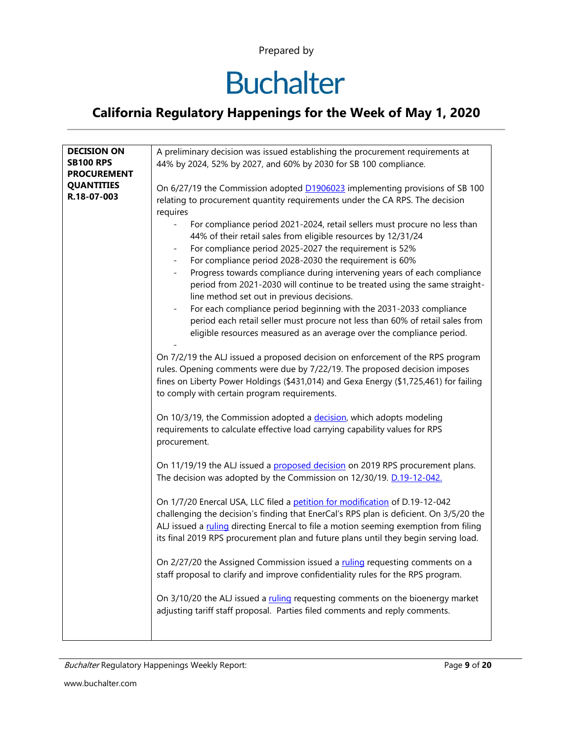| DECISION ON SB100 RPS PROCUREMENT QUANTITIES R.18-07-003 | A preliminary decision was issued establishing the procurement requirements at 44% by 2024, 52% by 2027, and 60% by 2030 for SB 100 compliance.<br><br>On 6/27/19 the Commission adopted D1906023 implementing provisions of SB 100 relating to procurement quantity requirements under the CA RPS. The decision requires<br>- For compliance period 2021-2024, retail sellers must procure no less than 44% of their retail sales from eligible resources by 12/31/24<br>- For compliance period 2025-2027 the requirement is 52%<br>- For compliance period 2028-2030 the requirement is 60%<br>- Progress towards compliance during intervening years of each compliance period from 2021-2030 will continue to be treated using the same straight-line method set out in previous decisions.<br>- For each compliance period beginning with the 2031-2033 compliance period each retail seller must procure not less than 60% of retail sales from eligible resources measured as an average over the compliance period.<br>-<br><br>On 7/2/19 the ALJ issued a proposed decision on enforcement of the RPS program rules. Opening comments were due by 7/22/19. The proposed decision imposes fines on Liberty Power Holdings ($431,014) and Gexa Energy ($1,725,461) for failing to comply with certain program requirements.<br><br>On 10/3/19, the Commission adopted a decision, which adopts modeling requirements to calculate effective load carrying capability values for RPS procurement.<br><br>On 11/19/19 the ALJ issued a proposed decision on 2019 RPS procurement plans. The decision was adopted by the Commission on 12/30/19. D.19-12-042.<br><br>On 1/7/20 Enercal USA, LLC filed a petition for modification of D.19-12-042 challenging the decision's finding that EnerCal's RPS plan is deficient. On 3/5/20 the ALJ issued a ruling directing Enercal to file a motion seeming exemption from filing its final 2019 RPS procurement plan and future plans until they begin serving load.<br><br>On 2/27/20 the Assigned Commission issued a ruling requesting comments on a staff proposal to clarify and improve confidentiality rules for the RPS program.<br><br>On 3/10/20 the ALJ issued a ruling requesting comments on the bioenergy market adjusting tariff staff proposal. Parties filed comments and reply comments. |
|---|---|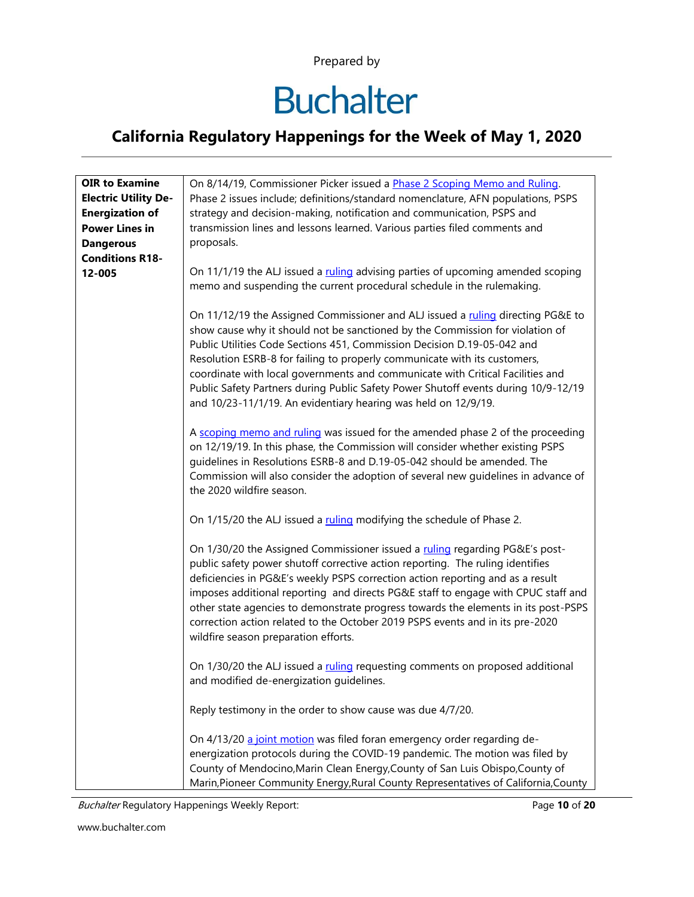Prepared by

# Buchalter

## California Regulatory Happenings for the Week of May 1, 2020

| **OIR to Examine Electric Utility De-Energization of Power Lines in Dangerous Conditions R18-12-005** | On 8/14/19, Commissioner Picker issued a Phase 2 Scoping Memo and Ruling. Phase 2 issues include; definitions/standard nomenclature, AFN populations, PSPS strategy and decision-making, notification and communication, PSPS and transmission lines and lessons learned. Various parties filed comments and proposals.<br><br>On 11/1/19 the ALJ issued a ruling advising parties of upcoming amended scoping memo and suspending the current procedural schedule in the rulemaking.<br><br>On 11/12/19 the Assigned Commissioner and ALJ issued a ruling directing PG&E to show cause why it should not be sanctioned by the Commission for violation of Public Utilities Code Sections 451, Commission Decision D.19-05-042 and Resolution ESRB-8 for failing to properly communicate with its customers, coordinate with local governments and communicate with Critical Facilities and Public Safety Partners during Public Safety Power Shutoff events during 10/9-12/19 and 10/23-11/1/19. An evidentiary hearing was held on 12/9/19.<br><br>A scoping memo and ruling was issued for the amended phase 2 of the proceeding on 12/19/19. In this phase, the Commission will consider whether existing PSPS guidelines in Resolutions ESRB-8 and D.19-05-042 should be amended. The Commission will also consider the adoption of several new guidelines in advance of the 2020 wildfire season.<br><br>On 1/15/20 the ALJ issued a ruling modifying the schedule of Phase 2.<br><br>On 1/30/20 the Assigned Commissioner issued a ruling regarding PG&E's post-public safety power shutoff corrective action reporting. The ruling identifies deficiencies in PG&E's weekly PSPS correction action reporting and as a result imposes additional reporting and directs PG&E staff to engage with CPUC staff and other state agencies to demonstrate progress towards the elements in its post-PSPS correction action related to the October 2019 PSPS events and in its pre-2020 wildfire season preparation efforts.<br><br>On 1/30/20 the ALJ issued a ruling requesting comments on proposed additional and modified de-energization guidelines.<br><br>Reply testimony in the order to show cause was due 4/7/20.<br><br>On 4/13/20 a joint motion was filed foran emergency order regarding de-energization protocols during the COVID-19 pandemic. The motion was filed by County of Mendocino,Marin Clean Energy,County of San Luis Obispo,County of Marin,Pioneer Community Energy,Rural County Representatives of California,County |
|---|---|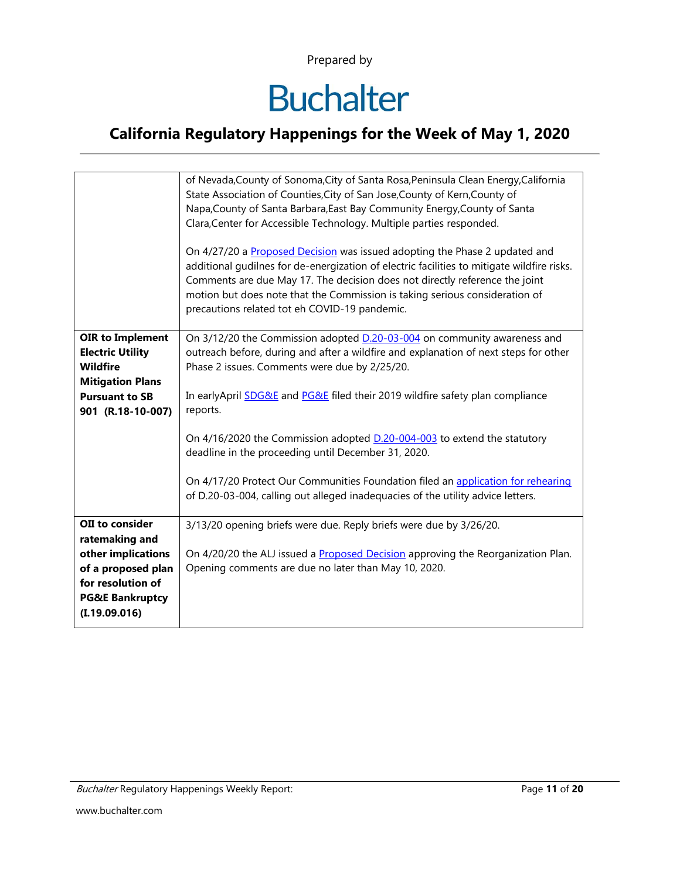| | |
|---|---|
| | of Nevada,County of Sonoma,City of Santa Rosa,Peninsula Clean Energy,California State Association of Counties,City of San Jose,County of Kern,County of Napa,County of Santa Barbara,East Bay Community Energy,County of Santa Clara,Center for Accessible Technology. Multiple parties responded.<br><br>On 4/27/20 a Proposed Decision was issued adopting the Phase 2 updated and additional gudilnes for de-energization of electric facilities to mitigate wildfire risks. Comments are due May 17. The decision does not directly reference the joint motion but does note that the Commission is taking serious consideration of precautions related tot eh COVID-19 pandemic. |
| **OIR to Implement Electric Utility Wildfire Mitigation Plans Pursuant to SB 901 (R.18-10-007)** | On 3/12/20 the Commission adopted D.20-03-004 on community awareness and outreach before, during and after a wildfire and explanation of next steps for other Phase 2 issues. Comments were due by 2/25/20.<br><br>In earlyApril SDG&E and PG&E filed their 2019 wildfire safety plan compliance reports.<br><br>On 4/16/2020 the Commission adopted D.20-004-003 to extend the statutory deadline in the proceeding until December 31, 2020.<br><br>On 4/17/20 Protect Our Communities Foundation filed an application for rehearing of D.20-03-004, calling out alleged inadequacies of the utility advice letters. |
| **OII to consider ratemaking and other implications of a proposed plan for resolution of PG&E Bankruptcy (I.19.09.016)** | 3/13/20 opening briefs were due. Reply briefs were due by 3/26/20.<br><br>On 4/20/20 the ALJ issued a Proposed Decision approving the Reorganization Plan. Opening comments are due no later than May 10, 2020. |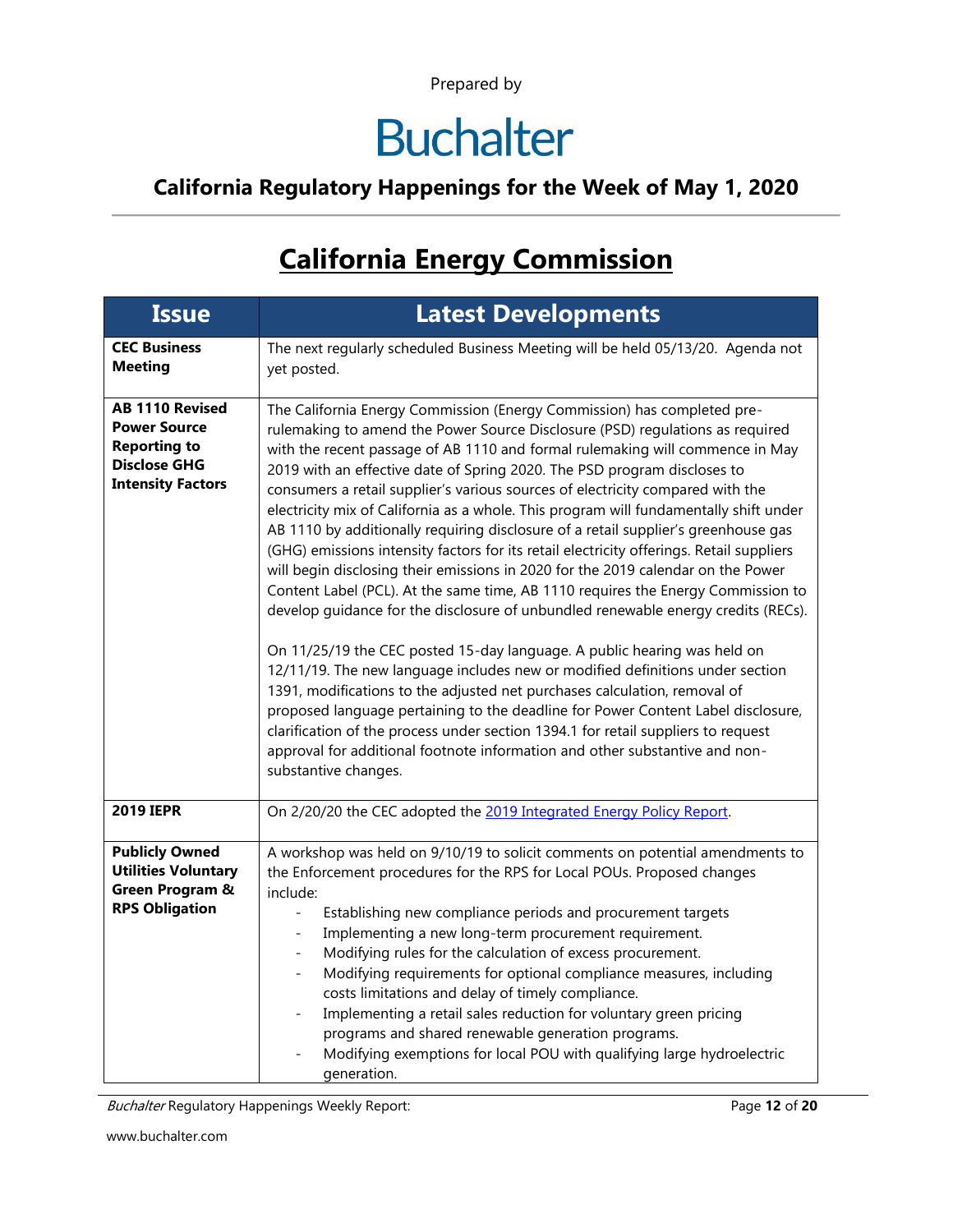Prepared by

Buchalter

## California Regulatory Happenings for the Week of May 1, 2020

# California Energy Commission

| Issue | Latest Developments |
| --- | --- |
| **CEC Business Meeting** | The next regularly scheduled Business Meeting will be held 05/13/20. Agenda not yet posted. |
| **AB 1110 Revised Power Source Reporting to Disclose GHG Intensity Factors** | The California Energy Commission (Energy Commission) has completed pre-rulemaking to amend the Power Source Disclosure (PSD) regulations as required with the recent passage of AB 1110 and formal rulemaking will commence in May 2019 with an effective date of Spring 2020. The PSD program discloses to consumers a retail supplier's various sources of electricity compared with the electricity mix of California as a whole. This program will fundamentally shift under AB 1110 by additionally requiring disclosure of a retail supplier's greenhouse gas (GHG) emissions intensity factors for its retail electricity offerings. Retail suppliers will begin disclosing their emissions in 2020 for the 2019 calendar on the Power Content Label (PCL). At the same time, AB 1110 requires the Energy Commission to develop guidance for the disclosure of unbundled renewable energy credits (RECs).<br><br>On 11/25/19 the CEC posted 15-day language. A public hearing was held on 12/11/19. The new language includes new or modified definitions under section 1391, modifications to the adjusted net purchases calculation, removal of proposed language pertaining to the deadline for Power Content Label disclosure, clarification of the process under section 1394.1 for retail suppliers to request approval for additional footnote information and other substantive and non-substantive changes. |
| **2019 IEPR** | On 2/20/20 the CEC adopted the [2019 Integrated Energy Policy Report](). |
| **Publicly Owned Utilities Voluntary Green Program & RPS Obligation** | A workshop was held on 9/10/19 to solicit comments on potential amendments to the Enforcement procedures for the RPS for Local POUs. Proposed changes include:<br>- Establishing new compliance periods and procurement targets<br>- Implementing a new long-term procurement requirement.<br>- Modifying rules for the calculation of excess procurement.<br>- Modifying requirements for optional compliance measures, including costs limitations and delay of timely compliance.<br>- Implementing a retail sales reduction for voluntary green pricing programs and shared renewable generation programs.<br>- Modifying exemptions for local POU with qualifying large hydroelectric generation. |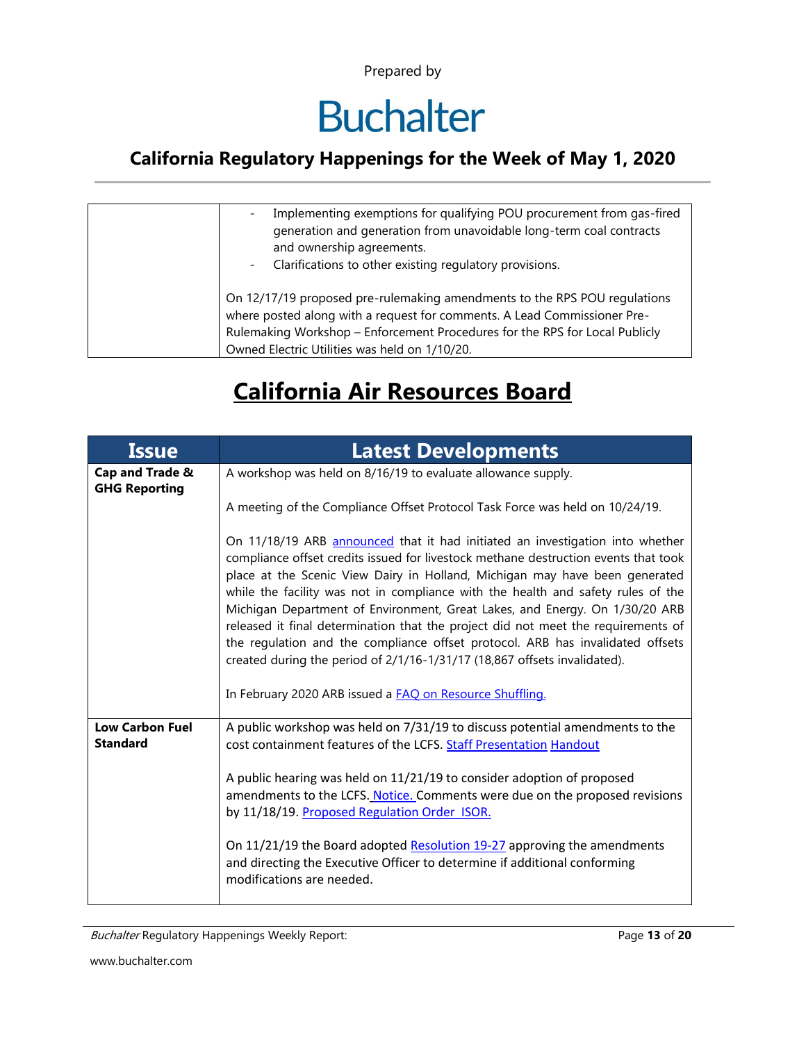| | |
|---|---|
| | - Implementing exemptions for qualifying POU procurement from gas-fired generation and generation from unavoidable long-term coal contracts and ownership agreements.<br>- Clarifications to other existing regulatory provisions.<br><br>On 12/17/19 proposed pre-rulemaking amendments to the RPS POU regulations where posted along with a request for comments. A Lead Commissioner Pre-Rulemaking Workshop – Enforcement Procedures for the RPS for Local Publicly Owned Electric Utilities was held on 1/10/20. |

# California Air Resources Board

| Issue | Latest Developments |
|---|---|
| **Cap and Trade & GHG Reporting** | A workshop was held on 8/16/19 to evaluate allowance supply.<br><br>A meeting of the Compliance Offset Protocol Task Force was held on 10/24/19.<br><br>On 11/18/19 ARB announced that it had initiated an investigation into whether compliance offset credits issued for livestock methane destruction events that took place at the Scenic View Dairy in Holland, Michigan may have been generated while the facility was not in compliance with the health and safety rules of the Michigan Department of Environment, Great Lakes, and Energy. On 1/30/20 ARB released it final determination that the project did not meet the requirements of the regulation and the compliance offset protocol. ARB has invalidated offsets created during the period of 2/1/16-1/31/17 (18,867 offsets invalidated).<br><br>In February 2020 ARB issued a FAQ on Resource Shuffling. |
| **Low Carbon Fuel Standard** | A public workshop was held on 7/31/19 to discuss potential amendments to the cost containment features of the LCFS. Staff Presentation Handout<br><br>A public hearing was held on 11/21/19 to consider adoption of proposed amendments to the LCFS. Notice. Comments were due on the proposed revisions by 11/18/19. Proposed Regulation Order ISOR.<br><br>On 11/21/19 the Board adopted Resolution 19-27 approving the amendments and directing the Executive Officer to determine if additional conforming modifications are needed. |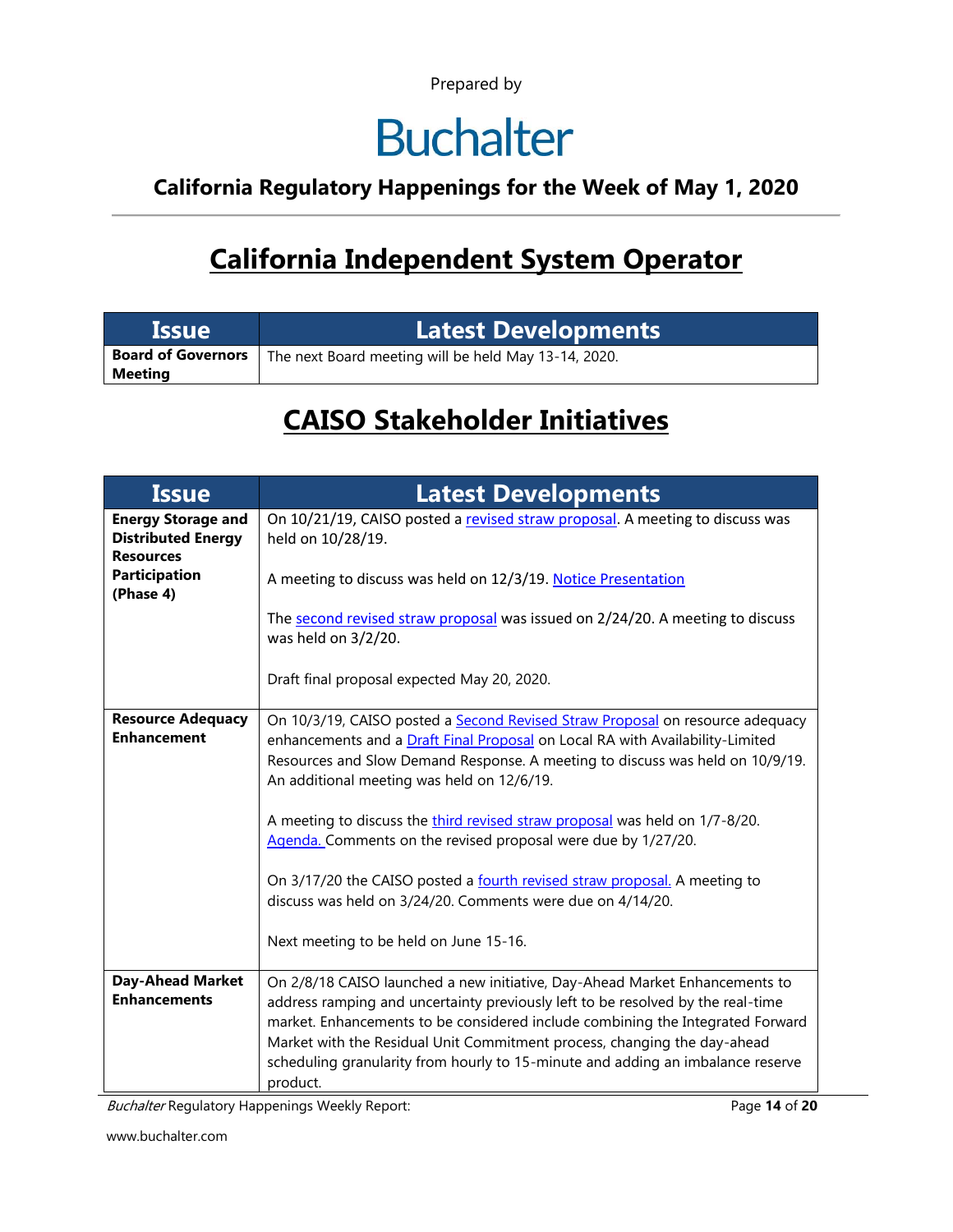Prepared by

# Buchalter

### California Regulatory Happenings for the Week of May 1, 2020

## California Independent System Operator

| Issue | Latest Developments |
|---|---|
| **Board of Governors Meeting** | The next Board meeting will be held May 13-14, 2020. |

## CAISO Stakeholder Initiatives

| Issue | Latest Developments |
|---|---|
| **Energy Storage and Distributed Energy Resources Participation (Phase 4)** | On 10/21/19, CAISO posted a revised straw proposal. A meeting to discuss was held on 10/28/19.<br><br>A meeting to discuss was held on 12/3/19. Notice Presentation<br><br>The second revised straw proposal was issued on 2/24/20. A meeting to discuss was held on 3/2/20.<br><br>Draft final proposal expected May 20, 2020. |
| **Resource Adequacy Enhancement** | On 10/3/19, CAISO posted a Second Revised Straw Proposal on resource adequacy enhancements and a Draft Final Proposal on Local RA with Availability-Limited Resources and Slow Demand Response. A meeting to discuss was held on 10/9/19. An additional meeting was held on 12/6/19.<br><br>A meeting to discuss the third revised straw proposal was held on 1/7-8/20. Agenda. Comments on the revised proposal were due by 1/27/20.<br><br>On 3/17/20 the CAISO posted a fourth revised straw proposal. A meeting to discuss was held on 3/24/20. Comments were due on 4/14/20.<br><br>Next meeting to be held on June 15-16. |
| **Day-Ahead Market Enhancements** | On 2/8/18 CAISO launched a new initiative, Day-Ahead Market Enhancements to address ramping and uncertainty previously left to be resolved by the real-time market. Enhancements to be considered include combining the Integrated Forward Market with the Residual Unit Commitment process, changing the day-ahead scheduling granularity from hourly to 15-minute and adding an imbalance reserve product. |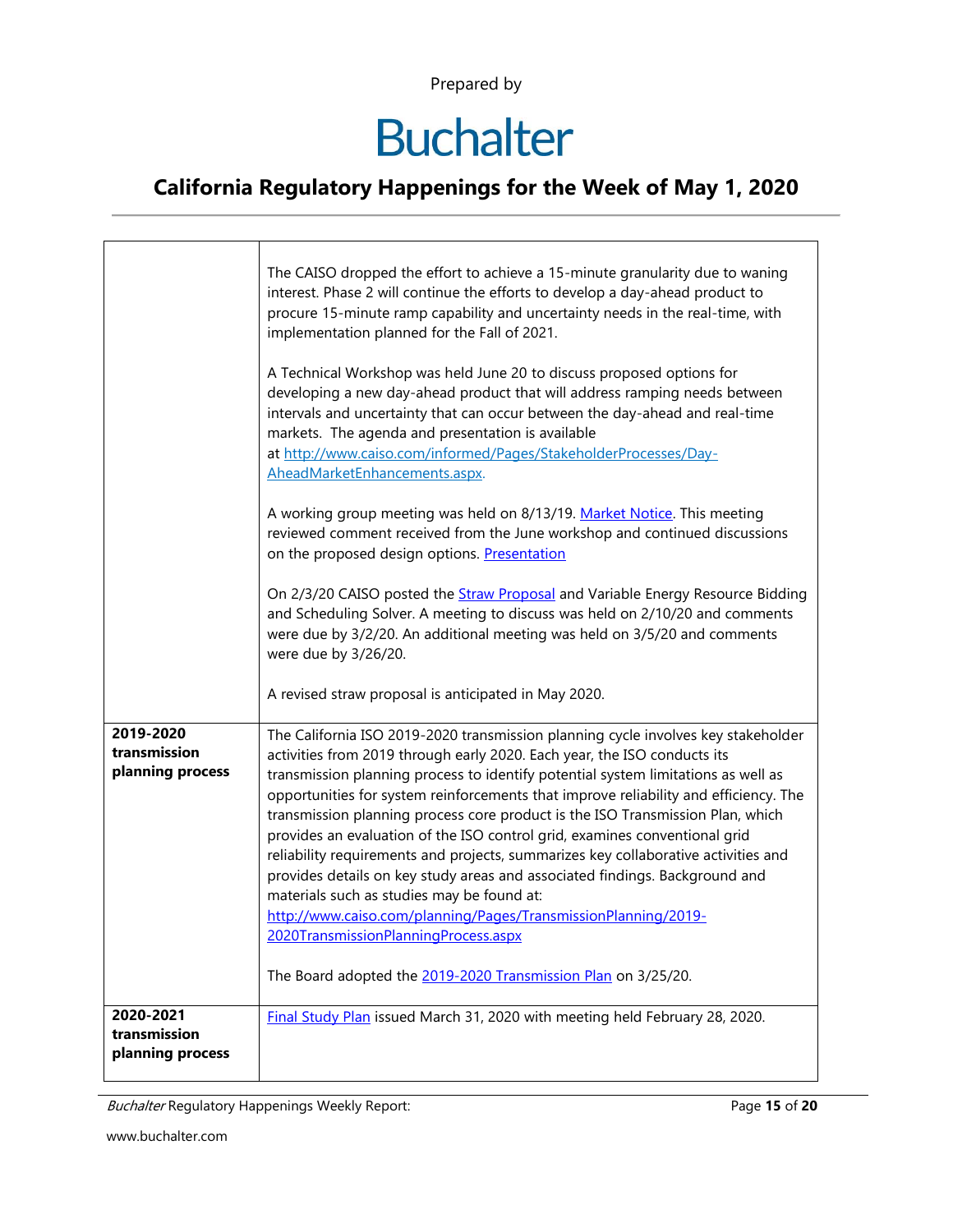| | |
|---|---|
| | The CAISO dropped the effort to achieve a 15-minute granularity due to waning interest. Phase 2 will continue the efforts to develop a day-ahead product to procure 15-minute ramp capability and uncertainty needs in the real-time, with implementation planned for the Fall of 2021.<br><br>A Technical Workshop was held June 20 to discuss proposed options for developing a new day-ahead product that will address ramping needs between intervals and uncertainty that can occur between the day-ahead and real-time markets. The agenda and presentation is available at http://www.caiso.com/informed/Pages/StakeholderProcesses/Day-AheadMarketEnhancements.aspx.<br><br>A working group meeting was held on 8/13/19. Market Notice. This meeting reviewed comment received from the June workshop and continued discussions on the proposed design options. Presentation<br><br>On 2/3/20 CAISO posted the Straw Proposal and Variable Energy Resource Bidding and Scheduling Solver. A meeting to discuss was held on 2/10/20 and comments were due by 3/2/20. An additional meeting was held on 3/5/20 and comments were due by 3/26/20.<br><br>A revised straw proposal is anticipated in May 2020. |
| **2019-2020 transmission planning process** | The California ISO 2019-2020 transmission planning cycle involves key stakeholder activities from 2019 through early 2020. Each year, the ISO conducts its transmission planning process to identify potential system limitations as well as opportunities for system reinforcements that improve reliability and efficiency. The transmission planning process core product is the ISO Transmission Plan, which provides an evaluation of the ISO control grid, examines conventional grid reliability requirements and projects, summarizes key collaborative activities and provides details on key study areas and associated findings. Background and materials such as studies may be found at: http://www.caiso.com/planning/Pages/TransmissionPlanning/2019-2020TransmissionPlanningProcess.aspx<br><br>The Board adopted the 2019-2020 Transmission Plan on 3/25/20. |
| **2020-2021 transmission planning process** | Final Study Plan issued March 31, 2020 with meeting held February 28, 2020. |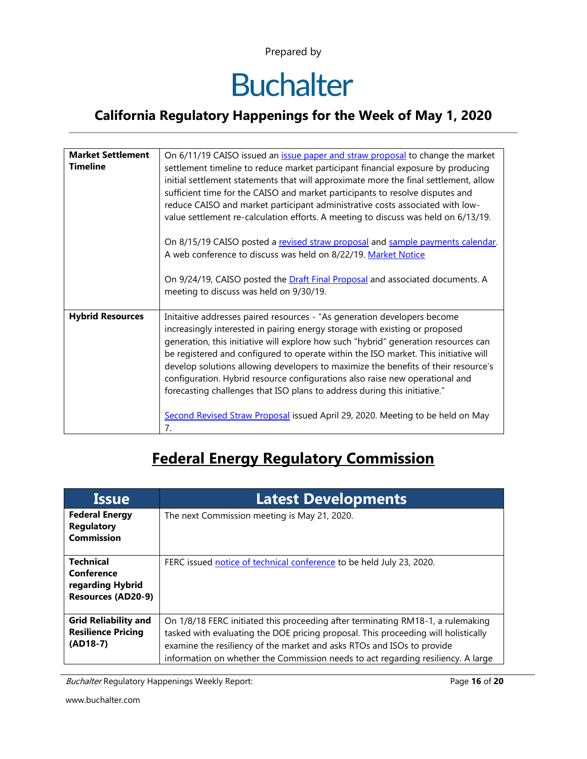| Market Settlement Timeline | On 6/11/19 CAISO issued an issue paper and straw proposal to change the market settlement timeline to reduce market participant financial exposure by producing initial settlement statements that will approximate more the final settlement, allow sufficient time for the CAISO and market participants to resolve disputes and reduce CAISO and market participant administrative costs associated with low-value settlement re-calculation efforts. A meeting to discuss was held on 6/13/19.<br><br>On 8/15/19 CAISO posted a revised straw proposal and sample payments calendar. A web conference to discuss was held on 8/22/19. Market Notice<br><br>On 9/24/19, CAISO posted the Draft Final Proposal and associated documents. A meeting to discuss was held on 9/30/19. |
|---|---|
| **Hybrid Resources** | Initaitive addresses paired resources - "As generation developers become increasingly interested in pairing energy storage with existing or proposed generation, this initiative will explore how such "hybrid" generation resources can be registered and configured to operate within the ISO market. This initiative will develop solutions allowing developers to maximize the benefits of their resource's configuration. Hybrid resource configurations also raise new operational and forecasting challenges that ISO plans to address during this initiative."<br><br>Second Revised Straw Proposal issued April 29, 2020. Meeting to be held on May 7. |

## Federal Energy Regulatory Commission

| Issue | Latest Developments |
|---|---|
| **Federal Energy Regulatory Commission** | The next Commission meeting is May 21, 2020. |
| **Technical Conference regarding Hybrid Resources (AD20-9)** | FERC issued notice of technical conference to be held July 23, 2020. |
| **Grid Reliability and Resilience Pricing (AD18-7)** | On 1/8/18 FERC initiated this proceeding after terminating RM18-1, a rulemaking tasked with evaluating the DOE pricing proposal. This proceeding will holistically examine the resiliency of the market and asks RTOs and ISOs to provide information on whether the Commission needs to act regarding resiliency. A large |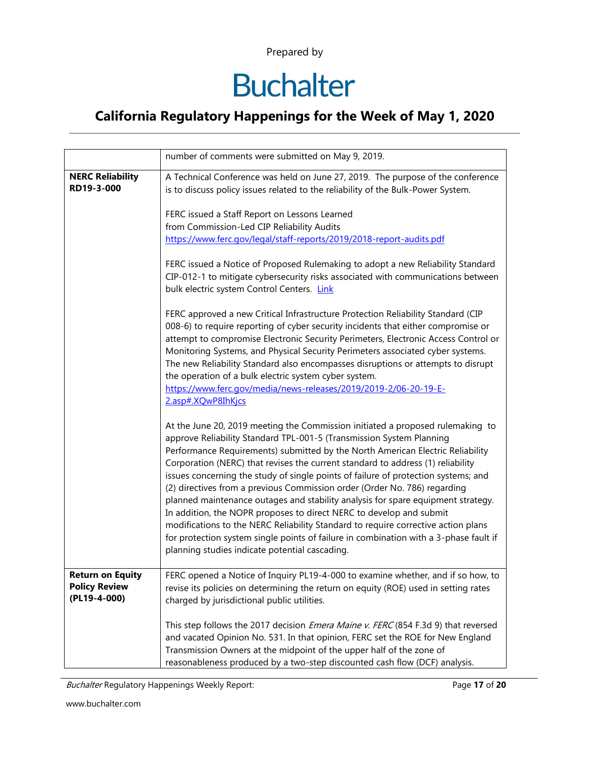| | |
|---|---|
| | number of comments were submitted on May 9, 2019. |
| **NERC Reliability RD19-3-000** | A Technical Conference was held on June 27, 2019. The purpose of the conference is to discuss policy issues related to the reliability of the Bulk-Power System.<br><br>FERC issued a Staff Report on Lessons Learned from Commission-Led CIP Reliability Audits [https://www.ferc.gov/legal/staff-reports/2019/2018-report-audits.pdf](https://www.ferc.gov/legal/staff-reports/2019/2018-report-audits.pdf)<br><br>FERC issued a Notice of Proposed Rulemaking to adopt a new Reliability Standard CIP-012-1 to mitigate cybersecurity risks associated with communications between bulk electric system Control Centers. Link<br><br>FERC approved a new Critical Infrastructure Protection Reliability Standard (CIP 008-6) to require reporting of cyber security incidents that either compromise or attempt to compromise Electronic Security Perimeters, Electronic Access Control or Monitoring Systems, and Physical Security Perimeters associated cyber systems. The new Reliability Standard also encompasses disruptions or attempts to disrupt the operation of a bulk electric system cyber system. [https://www.ferc.gov/media/news-releases/2019/2019-2/06-20-19-E-2.asp#.XQwP8IhKjcs](https://www.ferc.gov/media/news-releases/2019/2019-2/06-20-19-E-2.asp#.XQwP8IhKjcs)<br><br>At the June 20, 2019 meeting the Commission initiated a proposed rulemaking to approve Reliability Standard TPL-001-5 (Transmission System Planning Performance Requirements) submitted by the North American Electric Reliability Corporation (NERC) that revises the current standard to address (1) reliability issues concerning the study of single points of failure of protection systems; and (2) directives from a previous Commission order (Order No. 786) regarding planned maintenance outages and stability analysis for spare equipment strategy. In addition, the NOPR proposes to direct NERC to develop and submit modifications to the NERC Reliability Standard to require corrective action plans for protection system single points of failure in combination with a 3-phase fault if planning studies indicate potential cascading. |
| **Return on Equity Policy Review (PL19-4-000)** | FERC opened a Notice of Inquiry PL19-4-000 to examine whether, and if so how, to revise its policies on determining the return on equity (ROE) used in setting rates charged by jurisdictional public utilities.<br><br>This step follows the 2017 decision *Emera Maine v. FERC* (854 F.3d 9) that reversed and vacated Opinion No. 531. In that opinion, FERC set the ROE for New England Transmission Owners at the midpoint of the upper half of the zone of reasonableness produced by a two-step discounted cash flow (DCF) analysis. |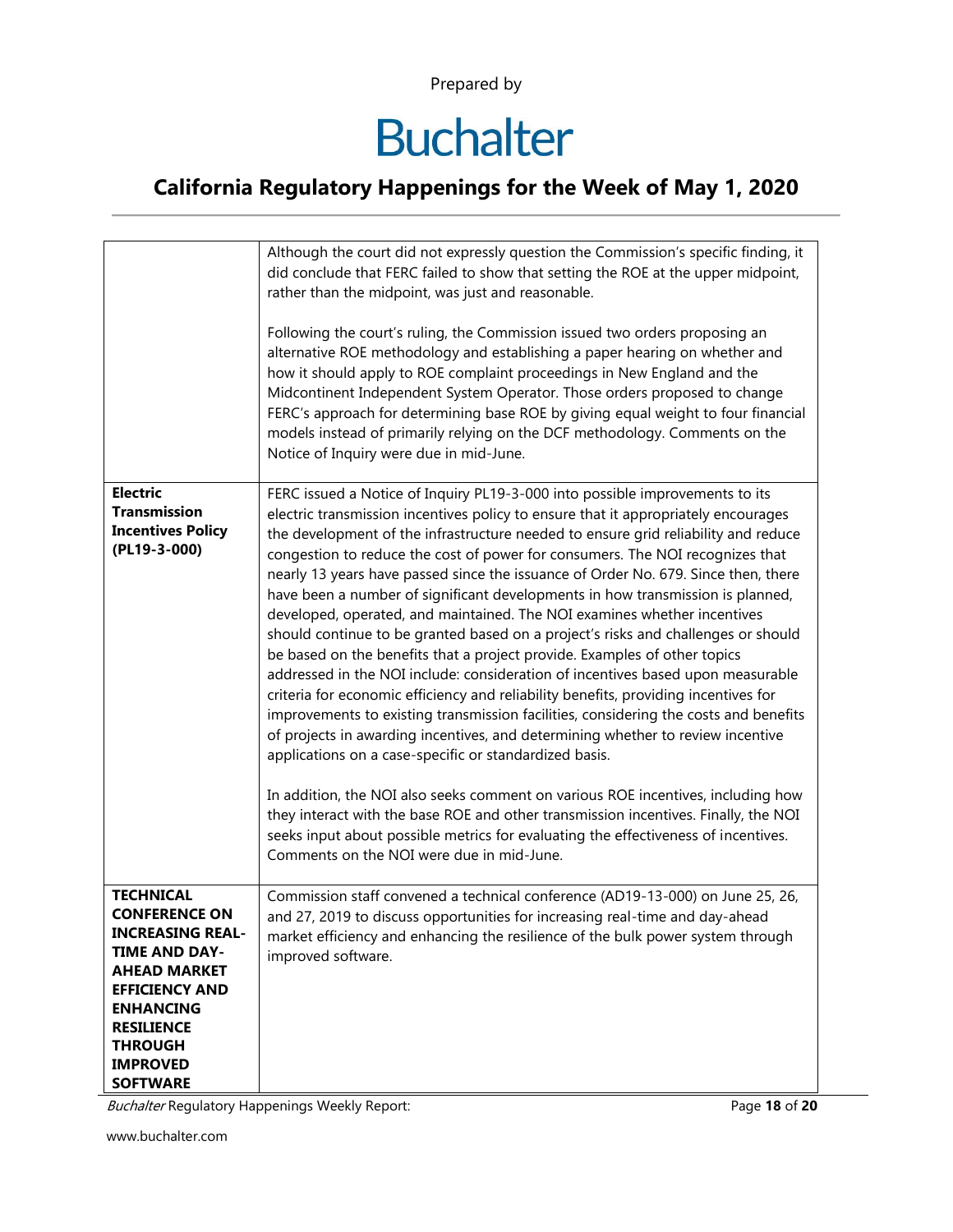| | |
|---|---|
| | Although the court did not expressly question the Commission's specific finding, it did conclude that FERC failed to show that setting the ROE at the upper midpoint, rather than the midpoint, was just and reasonable.<br><br>Following the court's ruling, the Commission issued two orders proposing an alternative ROE methodology and establishing a paper hearing on whether and how it should apply to ROE complaint proceedings in New England and the Midcontinent Independent System Operator. Those orders proposed to change FERC's approach for determining base ROE by giving equal weight to four financial models instead of primarily relying on the DCF methodology. Comments on the Notice of Inquiry were due in mid-June. |
| **Electric Transmission Incentives Policy (PL19-3-000)** | FERC issued a Notice of Inquiry PL19-3-000 into possible improvements to its electric transmission incentives policy to ensure that it appropriately encourages the development of the infrastructure needed to ensure grid reliability and reduce congestion to reduce the cost of power for consumers. The NOI recognizes that nearly 13 years have passed since the issuance of Order No. 679. Since then, there have been a number of significant developments in how transmission is planned, developed, operated, and maintained. The NOI examines whether incentives should continue to be granted based on a project's risks and challenges or should be based on the benefits that a project provide. Examples of other topics addressed in the NOI include: consideration of incentives based upon measurable criteria for economic efficiency and reliability benefits, providing incentives for improvements to existing transmission facilities, considering the costs and benefits of projects in awarding incentives, and determining whether to review incentive applications on a case-specific or standardized basis.<br><br>In addition, the NOI also seeks comment on various ROE incentives, including how they interact with the base ROE and other transmission incentives. Finally, the NOI seeks input about possible metrics for evaluating the effectiveness of incentives. Comments on the NOI were due in mid-June. |
| **TECHNICAL CONFERENCE ON INCREASING REAL-TIME AND DAY-AHEAD MARKET EFFICIENCY AND ENHANCING RESILIENCE THROUGH IMPROVED SOFTWARE** | Commission staff convened a technical conference (AD19-13-000) on June 25, 26, and 27, 2019 to discuss opportunities for increasing real-time and day-ahead market efficiency and enhancing the resilience of the bulk power system through improved software. |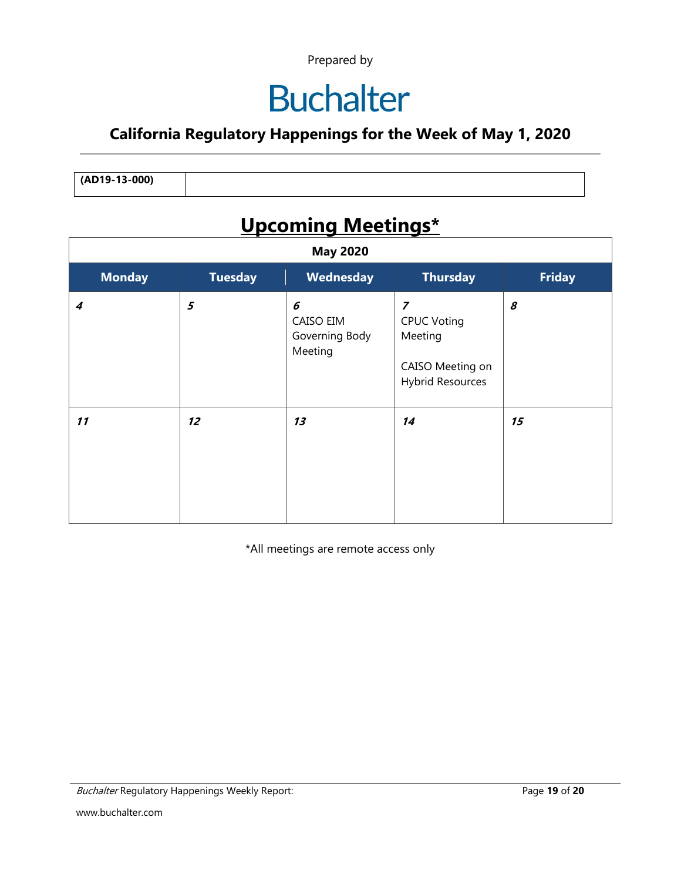Prepared by

# Buchalter

## California Regulatory Happenings for the Week of May 1, 2020

| **(AD19-13-000)** | |
|---|---|

## Upcoming Meetings*

| May 2020 | | | | |
|---|---|---|---|---|
| **Monday** | **Tuesday** | **Wednesday** | **Thursday** | **Friday** |
| ***4*** | ***5*** | ***6*** CAISO EIM Governing Body Meeting | ***7*** CPUC Voting Meeting<br><br>CAISO Meeting on Hybrid Resources | ***8*** |
| ***11*** | ***12*** | ***13*** | ***14*** | ***15*** |

*All meetings are remote access only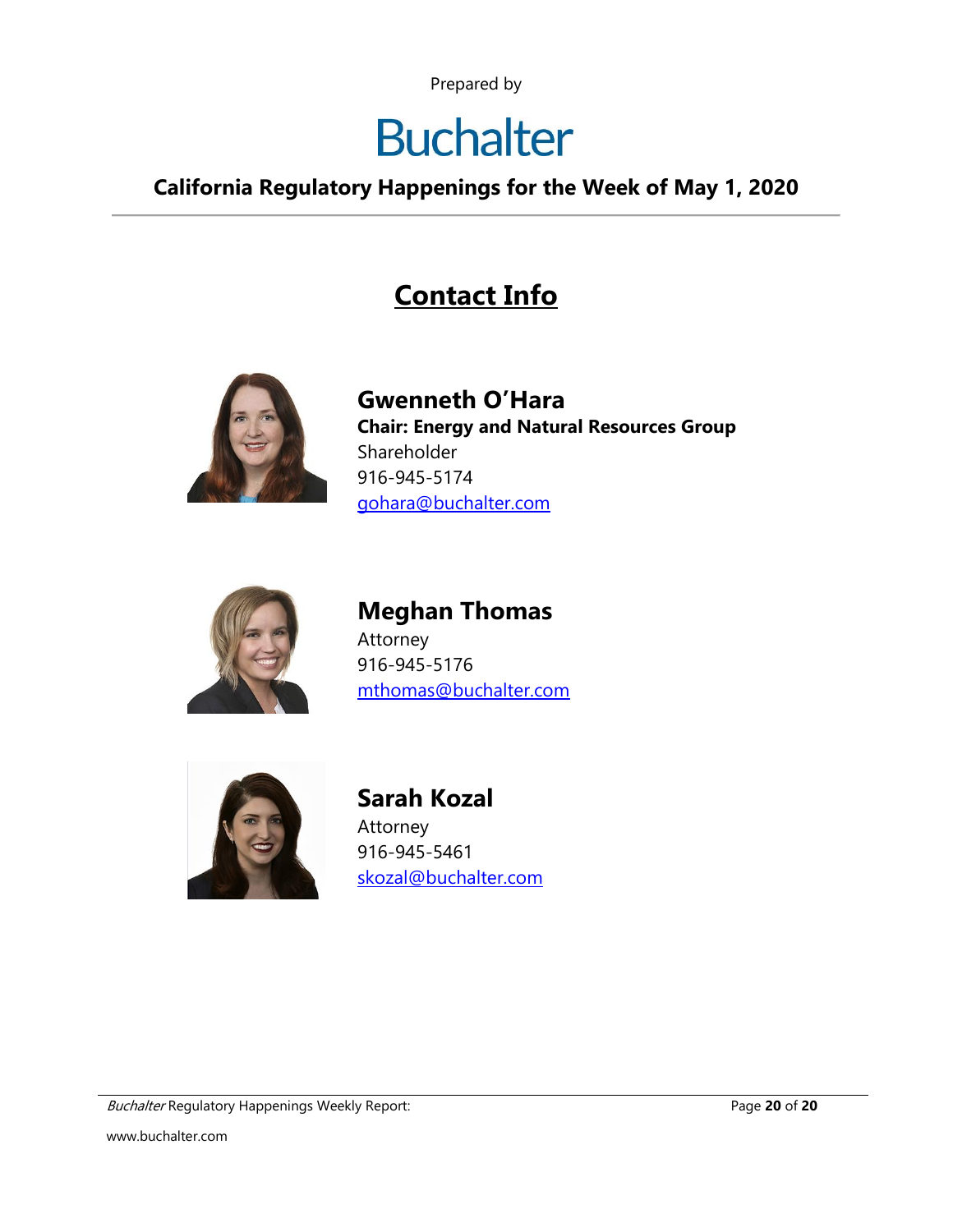Prepared by

# Buchalter

**California Regulatory Happenings for the Week of May 1, 2020**

## Contact Info

### Gwenneth O'Hara

**Chair: Energy and Natural Resources Group**
Shareholder
916-945-5174
gohara@buchalter.com

### Meghan Thomas

Attorney
916-945-5176
mthomas@buchalter.com

### Sarah Kozal

Attorney
916-945-5461
skozal@buchalter.com